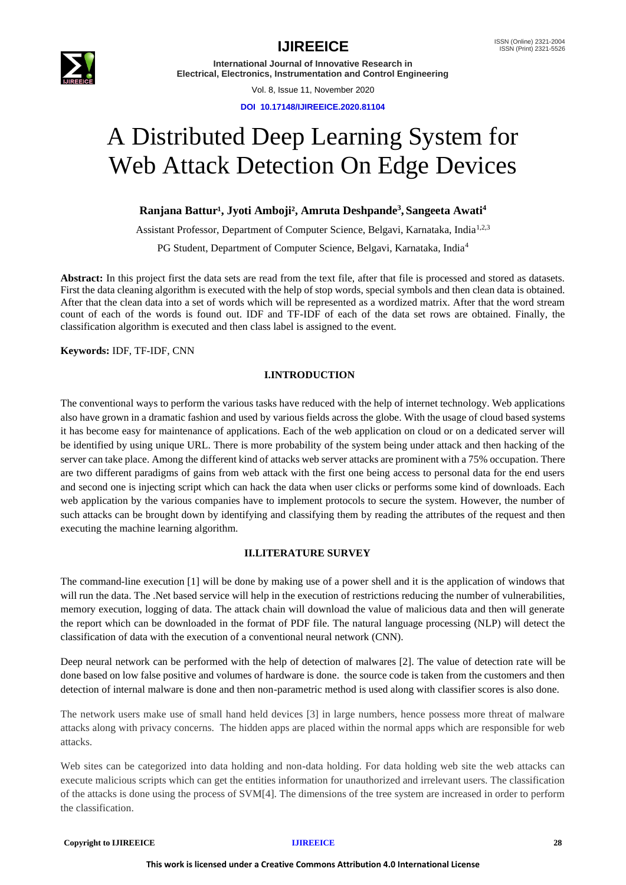# A Distributed Deep Learning System for Web Attack Detection On Edge Devices

**Ranjana Battur[1], Jyoti Amboji[2], Amruta Deshpande[3], Sangeeta Awati[4]**

Assistant Professor, Department of Computer Science, Belgavi, Karnataka, India[1,2,3]

PG Student, Department of Computer Science, Belgavi, Karnataka, India[4]

**Abstract:** In this project first the data sets are read from the text file, after that file is processed and stored as datasets. First the data cleaning algorithm is executed with the help of stop words, special symbols and then clean data is obtained. After that the clean data into a set of words which will be represented as a wordized matrix. After that the word stream count of each of the words is found out. IDF and TF-IDF of each of the data set rows are obtained. Finally, the classification algorithm is executed and then class label is assigned to the event.

**Keywords:** IDF, TF-IDF, CNN

## I.INTRODUCTION

The conventional ways to perform the various tasks have reduced with the help of internet technology. Web applications also have grown in a dramatic fashion and used by various fields across the globe. With the usage of cloud based systems it has become easy for maintenance of applications. Each of the web application on cloud or on a dedicated server will be identified by using unique URL. There is more probability of the system being under attack and then hacking of the server can take place. Among the different kind of attacks web server attacks are prominent with a 75% occupation. There are two different paradigms of gains from web attack with the first one being access to personal data for the end users and second one is injecting script which can hack the data when user clicks or performs some kind of downloads. Each web application by the various companies have to implement protocols to secure the system. However, the number of such attacks can be brought down by identifying and classifying them by reading the attributes of the request and then executing the machine learning algorithm.

## II.LITERATURE SURVEY

The command-line execution [1] will be done by making use of a power shell and it is the application of windows that will run the data. The .Net based service will help in the execution of restrictions reducing the number of vulnerabilities, memory execution, logging of data. The attack chain will download the value of malicious data and then will generate the report which can be downloaded in the format of PDF file. The natural language processing (NLP) will detect the classification of data with the execution of a conventional neural network (CNN).

Deep neural network can be performed with the help of detection of malwares [2]. The value of detection rate will be done based on low false positive and volumes of hardware is done. the source code is taken from the customers and then detection of internal malware is done and then non-parametric method is used along with classifier scores is also done.

The network users make use of small hand held devices [3] in large numbers, hence possess more threat of malware attacks along with privacy concerns. The hidden apps are placed within the normal apps which are responsible for web attacks.

Web sites can be categorized into data holding and non-data holding. For data holding web site the web attacks can execute malicious scripts which can get the entities information for unauthorized and irrelevant users. The classification of the attacks is done using the process of SVM[4]. The dimensions of the tree system are increased in order to perform the classification.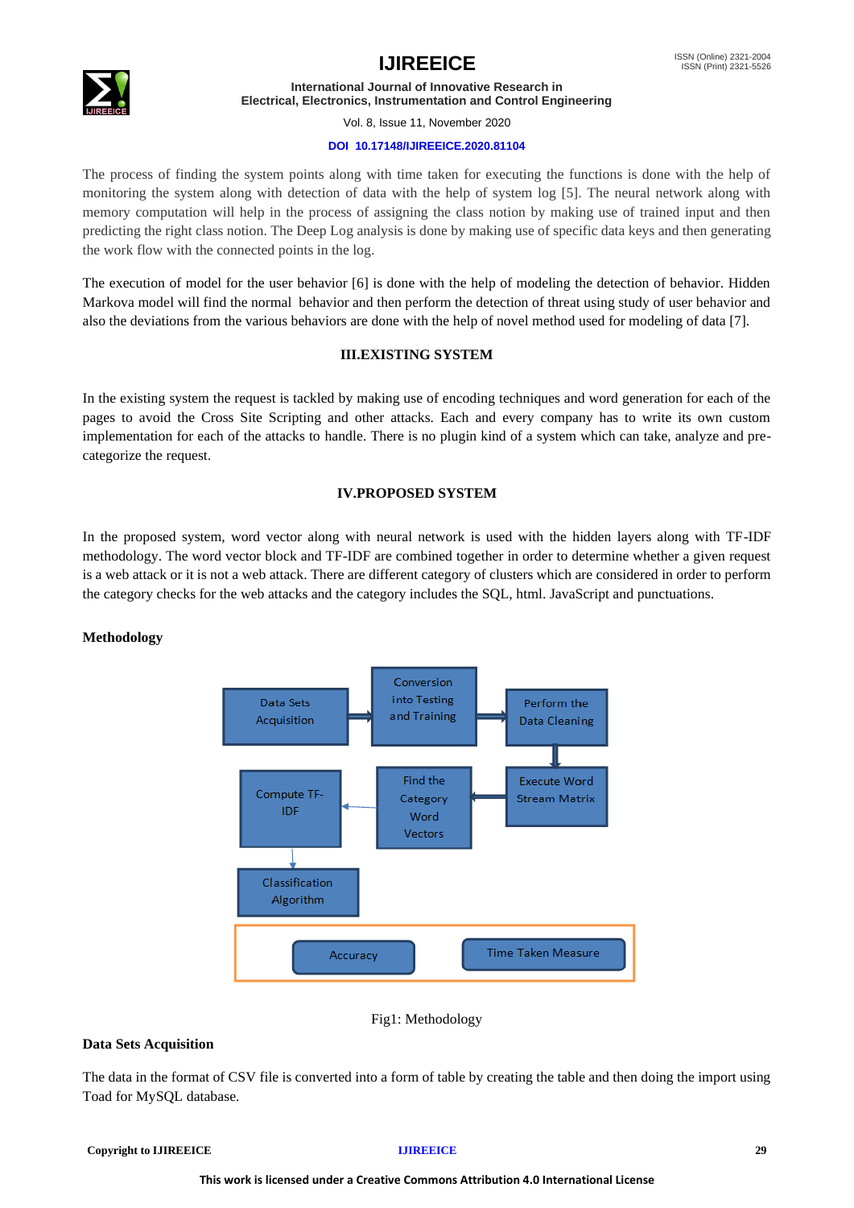The process of finding the system points along with time taken for executing the functions is done with the help of monitoring the system along with detection of data with the help of system log [5]. The neural network along with memory computation will help in the process of assigning the class notion by making use of trained input and then predicting the right class notion. The Deep Log analysis is done by making use of specific data keys and then generating the work flow with the connected points in the log.

The execution of model for the user behavior [6] is done with the help of modeling the detection of behavior. Hidden Markova model will find the normal behavior and then perform the detection of threat using study of user behavior and also the deviations from the various behaviors are done with the help of novel method used for modeling of data [7].

## III.EXISTING SYSTEM

In the existing system the request is tackled by making use of encoding techniques and word generation for each of the pages to avoid the Cross Site Scripting and other attacks. Each and every company has to write its own custom implementation for each of the attacks to handle. There is no plugin kind of a system which can take, analyze and pre-categorize the request.

## IV.PROPOSED SYSTEM

In the proposed system, word vector along with neural network is used with the hidden layers along with TF-IDF methodology. The word vector block and TF-IDF are combined together in order to determine whether a given request is a web attack or it is not a web attack. There are different category of clusters which are considered in order to perform the category checks for the web attacks and the category includes the SQL, html. JavaScript and punctuations.

### Methodology

Data Sets Acquisition

Conversion into Testing and Training

Perform the Data Cleaning

Execute Word Stream Matrix

Find the Category Word Vectors

Compute TF-IDF

Classification Algorithm

Accuracy

Time Taken Measure

Fig1: Methodology

### Data Sets Acquisition

The data in the format of CSV file is converted into a form of table by creating the table and then doing the import using Toad for MySQL database.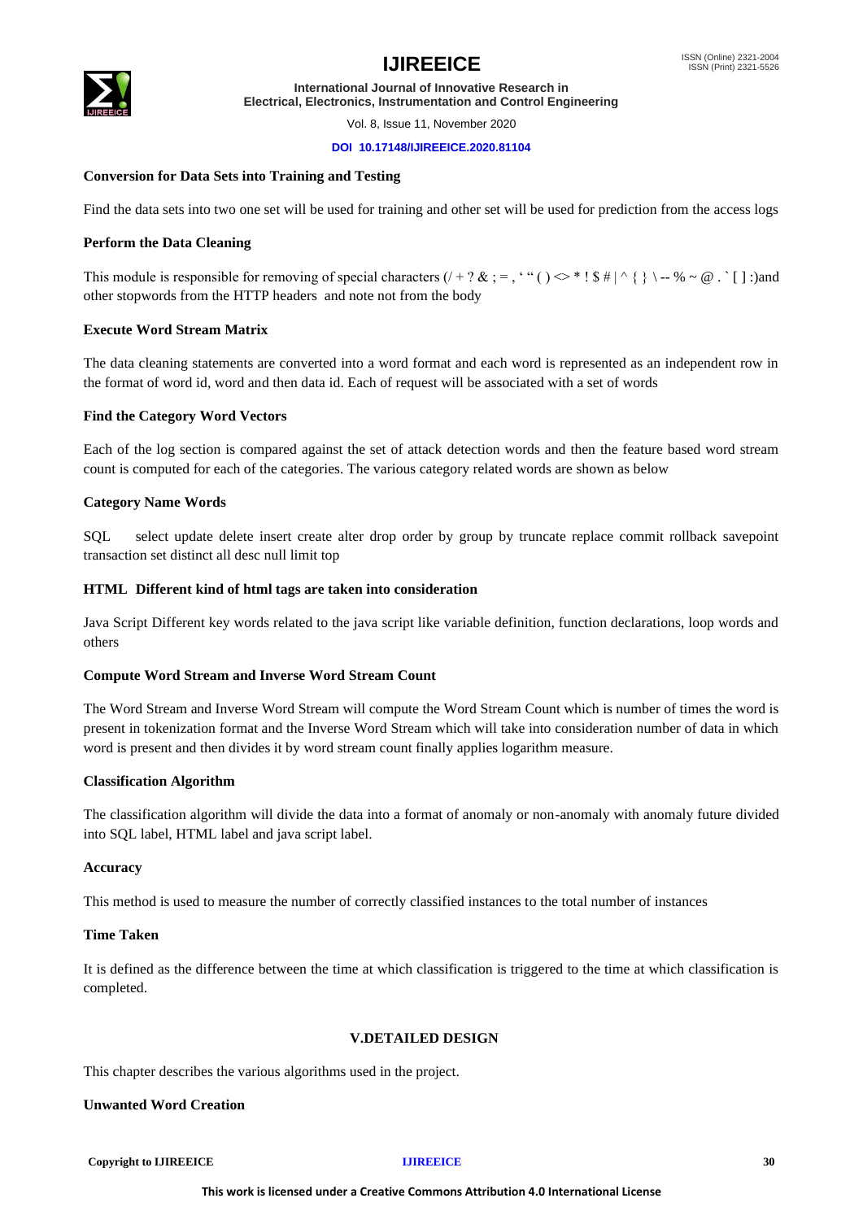**Conversion for Data Sets into Training and Testing**

Find the data sets into two one set will be used for training and other set will be used for prediction from the access logs

**Perform the Data Cleaning**

This module is responsible for removing of special characters (/ + ? & ; = , ' " ( ) <> * ! $ # | ^ { } \ -- % ~ @ . ` [ ] :)and other stopwords from the HTTP headers and note not from the body

**Execute Word Stream Matrix**

The data cleaning statements are converted into a word format and each word is represented as an independent row in the format of word id, word and then data id. Each of request will be associated with a set of words

**Find the Category Word Vectors**

Each of the log section is compared against the set of attack detection words and then the feature based word stream count is computed for each of the categories. The various category related words are shown as below

**Category Name Words**

SQL select update delete insert create alter drop order by group by truncate replace commit rollback savepoint transaction set distinct all desc null limit top

**HTML Different kind of html tags are taken into consideration**

Java Script Different key words related to the java script like variable definition, function declarations, loop words and others

**Compute Word Stream and Inverse Word Stream Count**

The Word Stream and Inverse Word Stream will compute the Word Stream Count which is number of times the word is present in tokenization format and the Inverse Word Stream which will take into consideration number of data in which word is present and then divides it by word stream count finally applies logarithm measure.

**Classification Algorithm**

The classification algorithm will divide the data into a format of anomaly or non-anomaly with anomaly future divided into SQL label, HTML label and java script label.

**Accuracy**

This method is used to measure the number of correctly classified instances to the total number of instances

**Time Taken**

It is defined as the difference between the time at which classification is triggered to the time at which classification is completed.

## V.DETAILED DESIGN

This chapter describes the various algorithms used in the project.

**Unwanted Word Creation**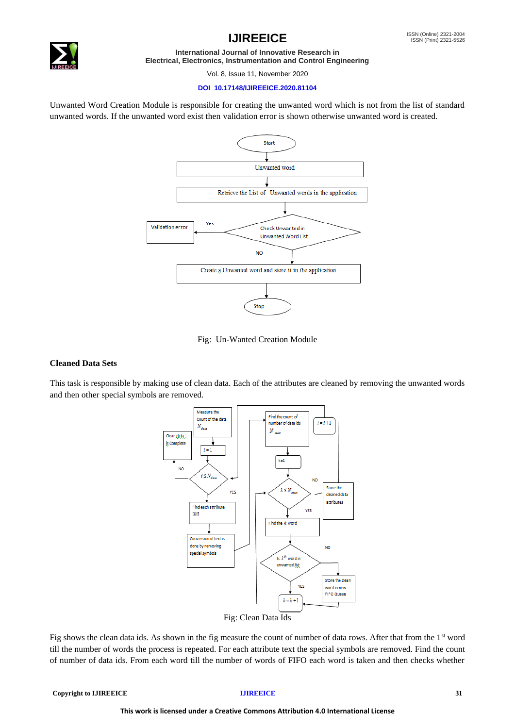Unwanted Word Creation Module is responsible for creating the unwanted word which is not from the list of standard unwanted words. If the unwanted word exist then validation error is shown otherwise unwanted word is created.

Start

Unwanted word

Retrieve the List of Unwanted words in the application

Check Unwanted in Unwanted Word List

Yes

Validation error

NO

Create a Unwanted word and store it in the application

Stop

Fig: Un-Wanted Creation Module

### Cleaned Data Sets

This task is responsible by making use of clean data. Each of the attributes are cleaned by removing the unwanted words and then other special symbols are removed.

Measure the Count of the data $N_{data}$

$i=1$

$i \leq N_{data}$

NO

Clean data is Complete

YES

Find each attribute text

Conversion of text is done by removing special symbols

Find the count of number of data ids $N_{count}$

k=1

$k \leq N_{count}$

NO

YES

$i=i+1$

Store the cleaned data attributes

Find the $k$ word

Is $k^{th}$ word in unwanted list

NO

Store the clean word in new FIFO Queue

YES

$k=k+1$

Fig: Clean Data Ids

Fig shows the clean data ids. As shown in the fig measure the count of number of data rows. After that from the 1st word till the number of words the process is repeated. For each attribute text the special symbols are removed. Find the count of number of data ids. From each word till the number of words of FIFO each word is taken and then checks whether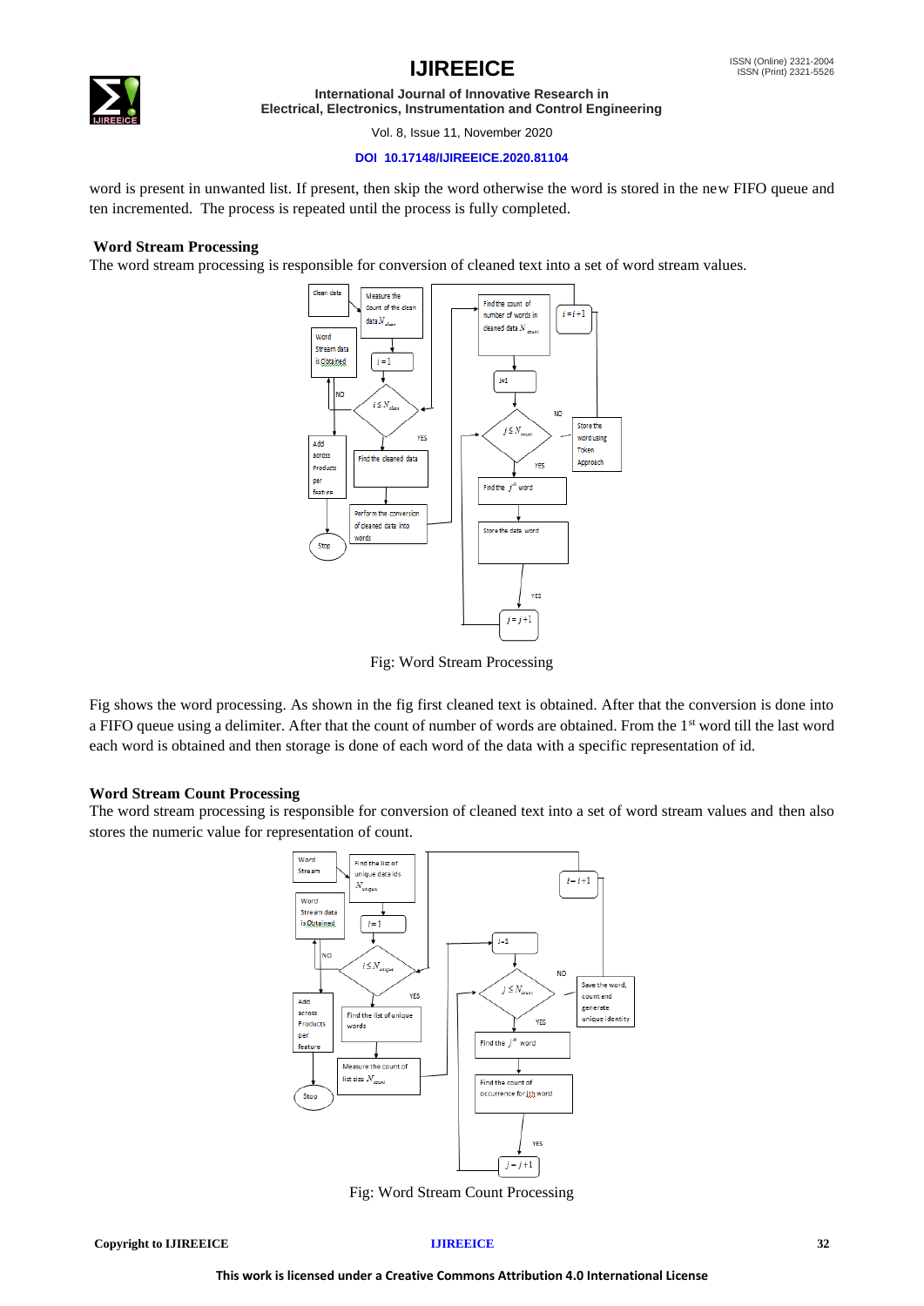word is present in unwanted list. If present, then skip the word otherwise the word is stored in the new FIFO queue and ten incremented. The process is repeated until the process is fully completed.

### Word Stream Processing

The word stream processing is responsible for conversion of cleaned text into a set of word stream values.

Clean data

Measure the count of the clean data $N_{clean}$

Word Stream data is Obtained

$i=1$

NO

$i \le N_{clean}$

YES

Add across Products per feature

Find the cleaned data

Perform the conversion of cleaned data into words

Stop

Find the count of number of words in cleaned data $N_{count}$

$i=i+1$

j=1

NO

$j \le N_{count}$

Store the word using Token Approach

YES

Find the $j^{th}$ word

Store the data word

YES

$j=j+1$

Fig: Word Stream Processing

Fig shows the word processing. As shown in the fig first cleaned text is obtained. After that the conversion is done into a FIFO queue using a delimiter. After that the count of number of words are obtained. From the 1st word till the last word each word is obtained and then storage is done of each word of the data with a specific representation of id.

### Word Stream Count Processing

The word stream processing is responsible for conversion of cleaned text into a set of word stream values and then also stores the numeric value for representation of count.

Word Stream

Find the list of unique data ids $N_{unique}$

Word Stream data is Obtained

$i=1$

NO

$i \le N_{unique}$

YES

Add across Products per feature

Find the list of unique words

Measure the count of list size $N_{count}$

Stop

$i=i+1$

j=1

NO

$j \le N_{count}$

Save the word, count and generate unique identity

YES

Find the $j^{th}$ word

Find the count of occurrence for jth word

YES

$j=j+1$

Fig: Word Stream Count Processing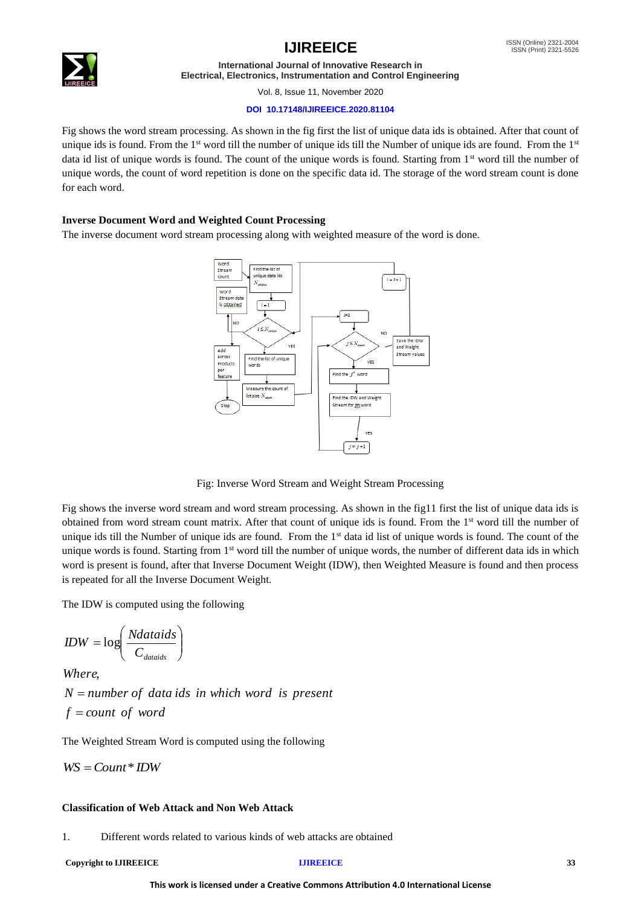Fig shows the word stream processing. As shown in the fig first the list of unique data ids is obtained. After that count of unique ids is found. From the 1[st] word till the number of unique ids till the Number of unique ids are found. From the 1[st] data id list of unique words is found. The count of the unique words is found. Starting from 1[st] word till the number of unique words, the count of word repetition is done on the specific data id. The storage of the word stream count is done for each word.

### Inverse Document Word and Weighted Count Processing

The inverse document word stream processing along with weighted measure of the word is done.

Fig: Inverse Word Stream and Weight Stream Processing

Fig shows the inverse word stream and word stream processing. As shown in the fig11 first the list of unique data ids is obtained from word stream count matrix. After that count of unique ids is found. From the 1[st] word till the number of unique ids till the Number of unique ids are found. From the 1[st] data id list of unique words is found. The count of the unique words is found. Starting from 1[st] word till the number of unique words, the number of different data ids in which word is present is found, after that Inverse Document Weight (IDW), then Weighted Measure is found and then process is repeated for all the Inverse Document Weight.

The IDW is computed using the following

$$IDW = \log\left(\frac{Ndataids}{C_{dataids}}\right)$$

*Where,*

$$N = number\ of\ data\ ids\ in\ which\ word\ is\ present$$

$$f = count\ of\ word$$

The Weighted Stream Word is computed using the following

$$WS = Count * IDW$$

### Classification of Web Attack and Non Web Attack

1. Different words related to various kinds of web attacks are obtained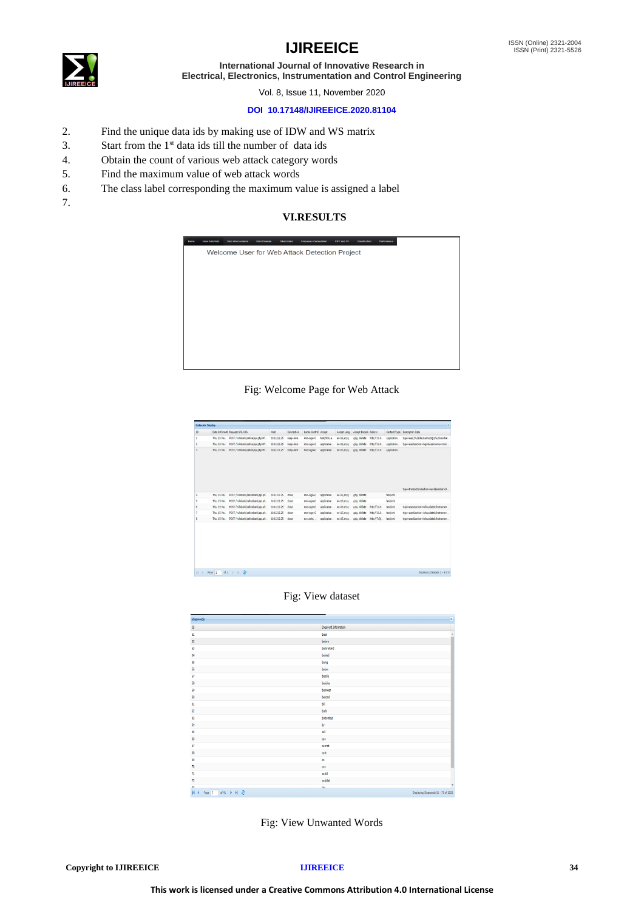2. Find the unique data ids by making use of IDW and WS matrix
3. Start from the 1st data ids till the number of data ids
4. Obtain the count of various web attack category words
5. Find the maximum value of web attack words
6. The class label corresponding the maximum value is assigned a label
7.

## VI.RESULTS

Fig: Welcome Page for Web Attack

Fig: View dataset

Fig: View Unwanted Words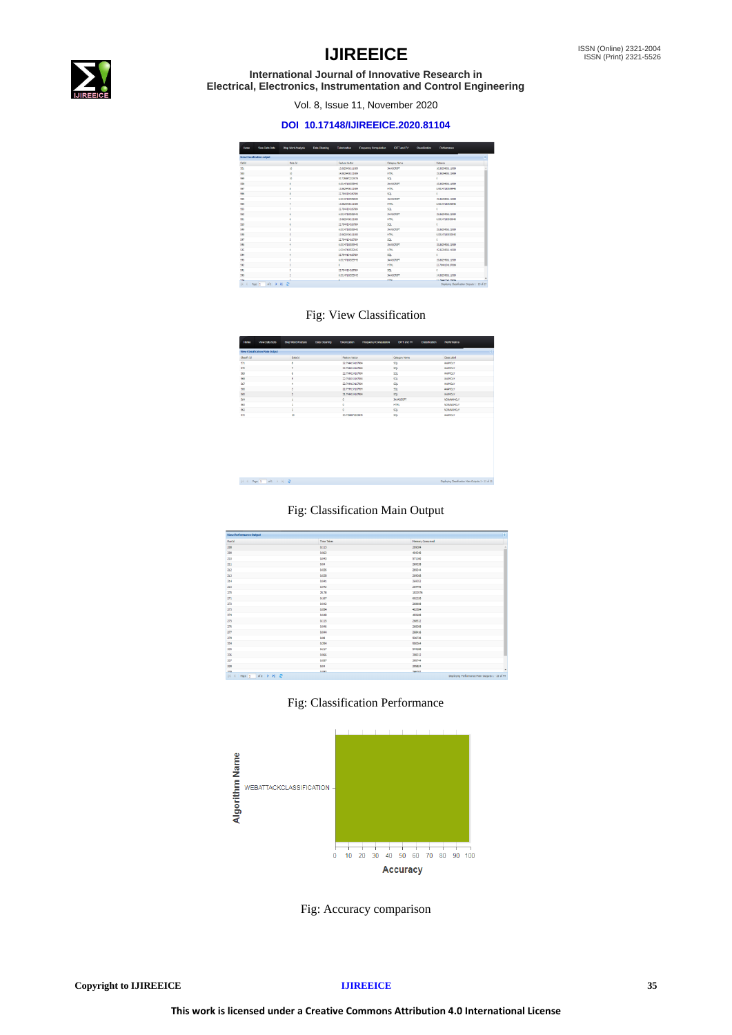Fig: View Classification

Fig: Classification Main Output

Fig: Classification Performance

Algorithm Name

WEBATTACKCLASSIFICATION

0 10 20 30 40 50 60 70 80 90 100

Accuracy

Fig: Accuracy comparison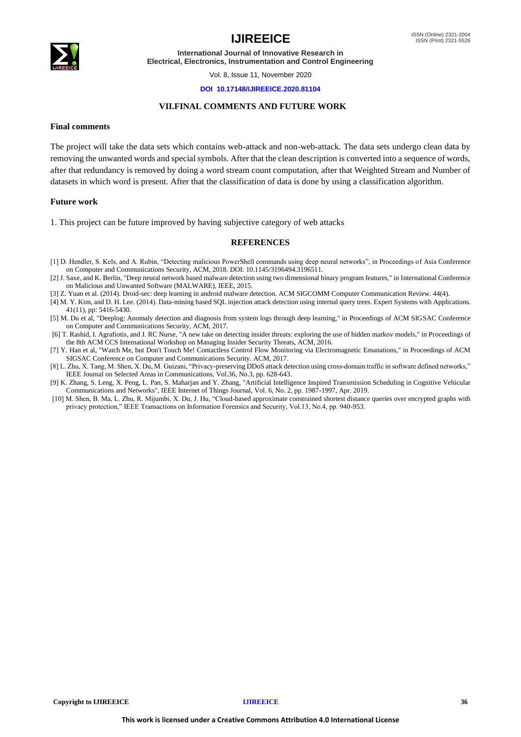## VII.FINAL COMMENTS AND FUTURE WORK

### Final comments

The project will take the data sets which contains web-attack and non-web-attack. The data sets undergo clean data by removing the unwanted words and special symbols. After that the clean description is converted into a sequence of words, after that redundancy is removed by doing a word stream count computation, after that Weighted Stream and Number of datasets in which word is present. After that the classification of data is done by using a classification algorithm.

### Future work

1. This project can be future improved by having subjective category of web attacks

## REFERENCES

[1] D. Hendler, S. Kels, and A. Rubin, "Detecting malicious PowerShell commands using deep neural networks", in Proceedings of Asia Conference on Computer and Communications Security, ACM, 2018. DOI: 10.1145/3196494.3196511.

[2] J. Saxe, and K. Berlin, "Deep neural network based malware detection using two dimensional binary program features," in International Conference on Malicious and Unwanted Software (MALWARE), IEEE, 2015.

[3] Z. Yuan et al. (2014). Droid-sec: deep learning in android malware detection. ACM SIGCOMM Computer Communication Review. 44(4).

[4] M. Y. Kim, and D. H. Lee. (2014). Data-mining based SQL injection attack detection using internal query trees. Expert Systems with Applications. 41(11), pp: 5416-5430.

[5] M. Du et al, "Deeplog: Anomaly detection and diagnosis from system logs through deep learning," in Proceedings of ACM SIGSAC Conference on Computer and Communications Security, ACM, 2017.

[6] T. Rashid, I. Agrafiotis, and J. RC Nurse, "A new take on detecting insider threats: exploring the use of hidden markov models," in Proceedings of the 8th ACM CCS International Workshop on Managing Insider Security Threats, ACM, 2016.

[7] Y. Han et al, "Watch Me, but Don't Touch Me! Contactless Control Flow Monitoring via Electromagnetic Emanations," in Proceedings of ACM SIGSAC Conference on Computer and Communications Security. ACM, 2017.

[8] L. Zhu, X. Tang, M. Shen, X. Du, M. Guizani, "Privacy-preserving DDoS attack detection using cross-domain traffic in software defined networks," IEEE Journal on Selected Areas in Communications, Vol.36, No.3, pp. 628-643.

[9] K. Zhang, S. Leng, X. Peng, L. Pan, S. Maharjan and Y. Zhang, "Artificial Intelligence Inspired Transmission Scheduling in Cognitive Vehicular Communications and Networks", IEEE Internet of Things Journal, Vol. 6, No. 2, pp. 1987-1997, Apr. 2019.

[10] M. Shen, B. Ma, L. Zhu, R. Mijumbi, X. Du, J. Hu, "Cloud-based approximate constrained shortest distance queries over encrypted graphs with privacy protection," IEEE Transactions on Information Forensics and Security, Vol.13, No.4, pp. 940-953.